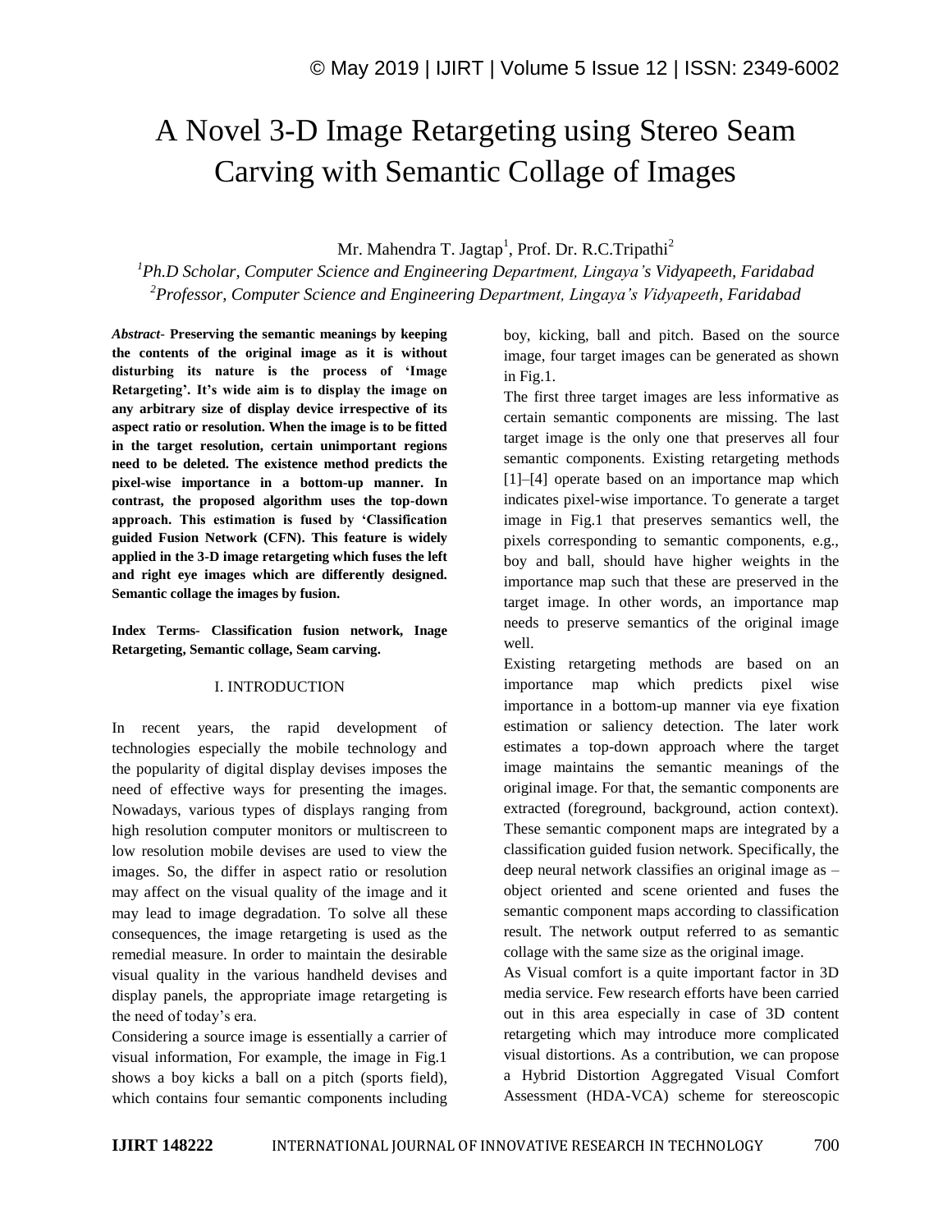# A Novel 3-D Image Retargeting using Stereo Seam Carving with Semantic Collage of Images

Mr. Mahendra T. Jagtap[1], Prof. Dr. R.C.Tripathi[2]

[1]*Ph.D Scholar, Computer Science and Engineering Department, Lingaya's Vidyapeeth, Faridabad*
[2]*Professor, Computer Science and Engineering Department, Lingaya's Vidyapeeth, Faridabad*

***Abstract*- Preserving the semantic meanings by keeping the contents of the original image as it is without disturbing its nature is the process of 'Image Retargeting'. It's wide aim is to display the image on any arbitrary size of display device irrespective of its aspect ratio or resolution. When the image is to be fitted in the target resolution, certain unimportant regions need to be deleted. The existence method predicts the pixel-wise importance in a bottom-up manner. In contrast, the proposed algorithm uses the top-down approach. This estimation is fused by 'Classification guided Fusion Network (CFN). This feature is widely applied in the 3-D image retargeting which fuses the left and right eye images which are differently designed. Semantic collage the images by fusion.**

**Index Terms- Classification fusion network, Inage Retargeting, Semantic collage, Seam carving.**

## I. INTRODUCTION

In recent years, the rapid development of technologies especially the mobile technology and the popularity of digital display devises imposes the need of effective ways for presenting the images. Nowadays, various types of displays ranging from high resolution computer monitors or multiscreen to low resolution mobile devises are used to view the images. So, the differ in aspect ratio or resolution may affect on the visual quality of the image and it may lead to image degradation. To solve all these consequences, the image retargeting is used as the remedial measure. In order to maintain the desirable visual quality in the various handheld devises and display panels, the appropriate image retargeting is the need of today's era.

Considering a source image is essentially a carrier of visual information, For example, the image in Fig.1 shows a boy kicks a ball on a pitch (sports field), which contains four semantic components including boy, kicking, ball and pitch. Based on the source image, four target images can be generated as shown in Fig.1.

The first three target images are less informative as certain semantic components are missing. The last target image is the only one that preserves all four semantic components. Existing retargeting methods [1]–[4] operate based on an importance map which indicates pixel-wise importance. To generate a target image in Fig.1 that preserves semantics well, the pixels corresponding to semantic components, e.g., boy and ball, should have higher weights in the importance map such that these are preserved in the target image. In other words, an importance map needs to preserve semantics of the original image well.

Existing retargeting methods are based on an importance map which predicts pixel wise importance in a bottom-up manner via eye fixation estimation or saliency detection. The later work estimates a top-down approach where the target image maintains the semantic meanings of the original image. For that, the semantic components are extracted (foreground, background, action context). These semantic component maps are integrated by a classification guided fusion network. Specifically, the deep neural network classifies an original image as – object oriented and scene oriented and fuses the semantic component maps according to classification result. The network output referred to as semantic collage with the same size as the original image.

As Visual comfort is a quite important factor in 3D media service. Few research efforts have been carried out in this area especially in case of 3D content retargeting which may introduce more complicated visual distortions. As a contribution, we can propose a Hybrid Distortion Aggregated Visual Comfort Assessment (HDA-VCA) scheme for stereoscopic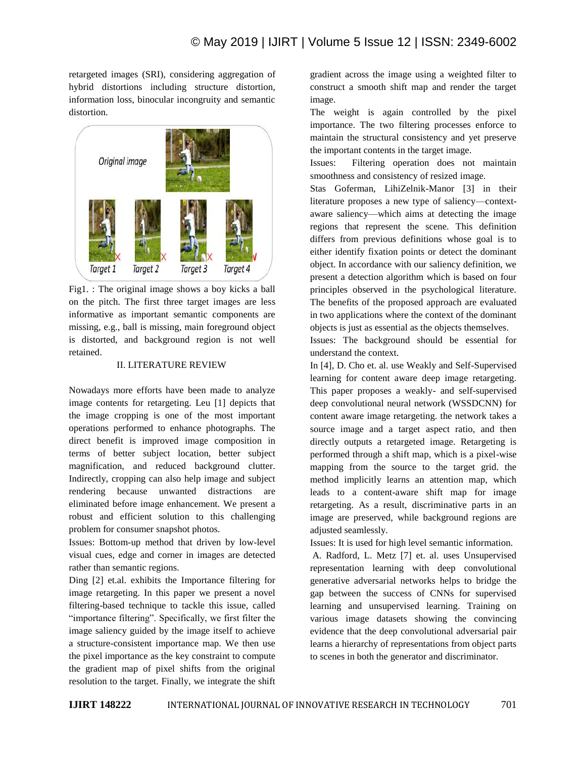retargeted images (SRI), considering aggregation of hybrid distortions including structure distortion, information loss, binocular incongruity and semantic distortion.

Fig1. : The original image shows a boy kicks a ball on the pitch. The first three target images are less informative as important semantic components are missing, e.g., ball is missing, main foreground object is distorted, and background region is not well retained.

## II. LITERATURE REVIEW

Nowadays more efforts have been made to analyze image contents for retargeting. Leu [1] depicts that the image cropping is one of the most important operations performed to enhance photographs. The direct benefit is improved image composition in terms of better subject location, better subject magnification, and reduced background clutter. Indirectly, cropping can also help image and subject rendering because unwanted distractions are eliminated before image enhancement. We present a robust and efficient solution to this challenging problem for consumer snapshot photos.

Issues: Bottom-up method that driven by low-level visual cues, edge and corner in images are detected rather than semantic regions.

Ding [2] et.al. exhibits the Importance filtering for image retargeting. In this paper we present a novel filtering-based technique to tackle this issue, called "importance filtering". Specifically, we first filter the image saliency guided by the image itself to achieve a structure-consistent importance map. We then use the pixel importance as the key constraint to compute the gradient map of pixel shifts from the original resolution to the target. Finally, we integrate the shift gradient across the image using a weighted filter to construct a smooth shift map and render the target image.

The weight is again controlled by the pixel importance. The two filtering processes enforce to maintain the structural consistency and yet preserve the important contents in the target image.

Issues: Filtering operation does not maintain smoothness and consistency of resized image.

Stas Goferman, LihiZelnik-Manor [3] in their literature proposes a new type of saliency—context-aware saliency—which aims at detecting the image regions that represent the scene. This definition differs from previous definitions whose goal is to either identify fixation points or detect the dominant object. In accordance with our saliency definition, we present a detection algorithm which is based on four principles observed in the psychological literature. The benefits of the proposed approach are evaluated in two applications where the context of the dominant objects is just as essential as the objects themselves.

Issues: The background should be essential for understand the context.

In [4], D. Cho et. al. use Weakly and Self-Supervised learning for content aware deep image retargeting. This paper proposes a weakly- and self-supervised deep convolutional neural network (WSSDCNN) for content aware image retargeting. the network takes a source image and a target aspect ratio, and then directly outputs a retargeted image. Retargeting is performed through a shift map, which is a pixel-wise mapping from the source to the target grid. the method implicitly learns an attention map, which leads to a content-aware shift map for image retargeting. As a result, discriminative parts in an image are preserved, while background regions are adjusted seamlessly.

Issues: It is used for high level semantic information.

A. Radford, L. Metz [7] et. al. uses Unsupervised representation learning with deep convolutional generative adversarial networks helps to bridge the gap between the success of CNNs for supervised learning and unsupervised learning. Training on various image datasets showing the convincing evidence that the deep convolutional adversarial pair learns a hierarchy of representations from object parts to scenes in both the generator and discriminator.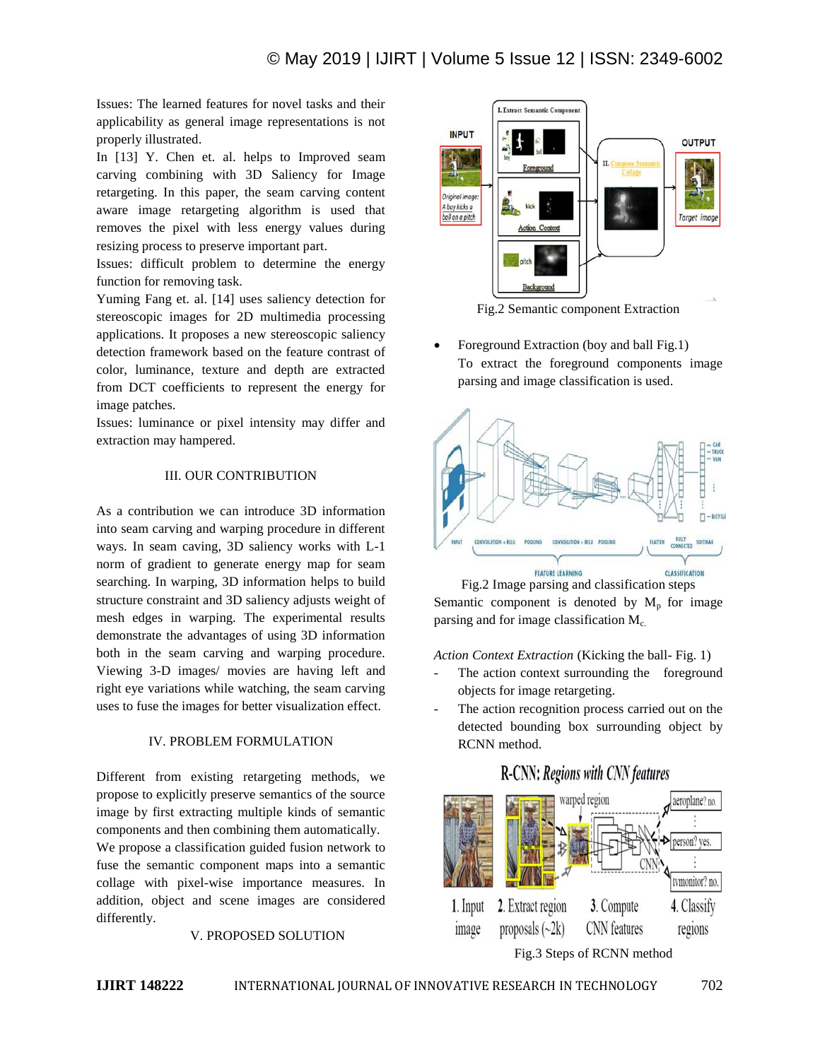Issues: The learned features for novel tasks and their applicability as general image representations is not properly illustrated.

In [13] Y. Chen et. al. helps to Improved seam carving combining with 3D Saliency for Image retargeting. In this paper, the seam carving content aware image retargeting algorithm is used that removes the pixel with less energy values during resizing process to preserve important part.

Issues: difficult problem to determine the energy function for removing task.

Yuming Fang et. al. [14] uses saliency detection for stereoscopic images for 2D multimedia processing applications. It proposes a new stereoscopic saliency detection framework based on the feature contrast of color, luminance, texture and depth are extracted from DCT coefficients to represent the energy for image patches.

Issues: luminance or pixel intensity may differ and extraction may hampered.

## III. OUR CONTRIBUTION

As a contribution we can introduce 3D information into seam carving and warping procedure in different ways. In seam caving, 3D saliency works with L-1 norm of gradient to generate energy map for seam searching. In warping, 3D information helps to build structure constraint and 3D saliency adjusts weight of mesh edges in warping. The experimental results demonstrate the advantages of using 3D information both in the seam carving and warping procedure. Viewing 3-D images/ movies are having left and right eye variations while watching, the seam carving uses to fuse the images for better visualization effect.

## IV. PROBLEM FORMULATION

Different from existing retargeting methods, we propose to explicitly preserve semantics of the source image by first extracting multiple kinds of semantic components and then combining them automatically. We propose a classification guided fusion network to fuse the semantic component maps into a semantic collage with pixel-wise importance measures. In addition, object and scene images are considered differently.

## V. PROPOSED SOLUTION

Fig.2 Semantic component Extraction

- Foreground Extraction (boy and ball Fig.1)
  To extract the foreground components image parsing and image classification is used.

Fig.2 Image parsing and classification steps

Semantic component is denoted by $M_p$ for image parsing and for image classification $M_c$.

*Action Context Extraction* (Kicking the ball- Fig. 1)

- The action context surrounding the foreground objects for image retargeting.
- The action recognition process carried out on the detected bounding box surrounding object by RCNN method.

Fig.3 Steps of RCNN method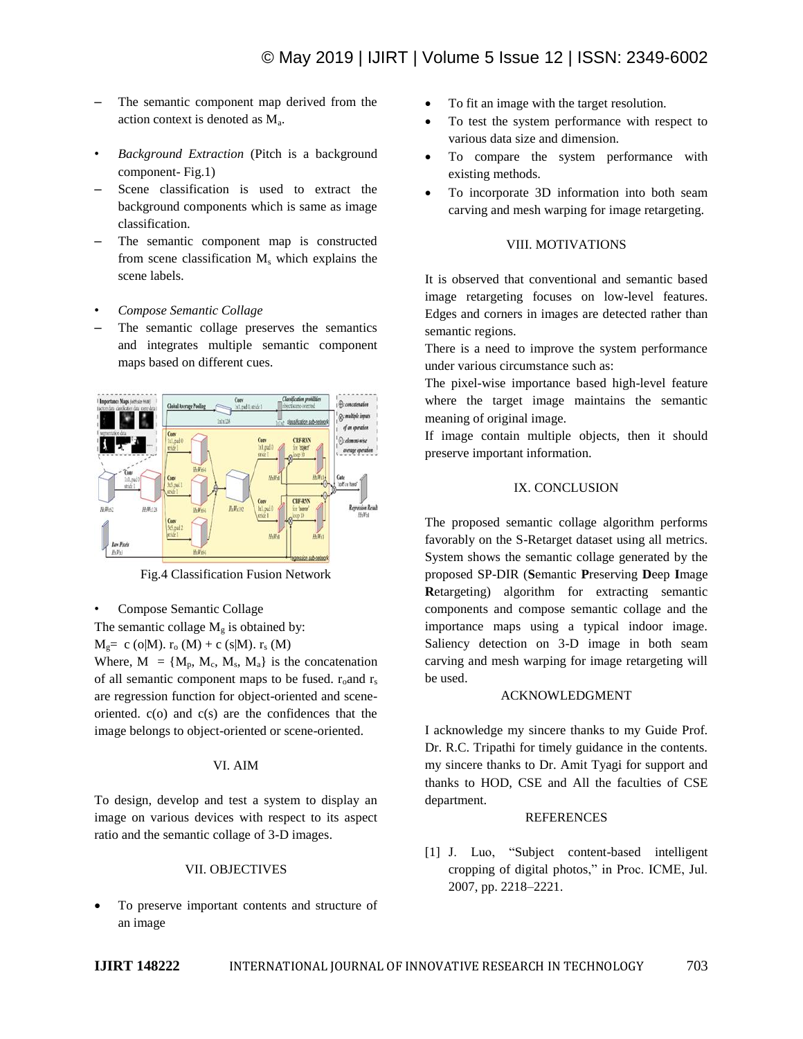– The semantic component map derived from the action context is denoted as $M_a$.

- *Background Extraction* (Pitch is a background component- Fig.1)

– Scene classification is used to extract the background components which is same as image classification.

– The semantic component map is constructed from scene classification $M_s$ which explains the scene labels.

- *Compose Semantic Collage*

– The semantic collage preserves the semantics and integrates multiple semantic component maps based on different cues.

Fig.4 Classification Fusion Network

- Compose Semantic Collage

The semantic collage $M_g$ is obtained by:

$M_g = c(o|M) . r_o(M) + c(s|M) . r_s(M)$

Where, $M = \{M_p, M_c, M_s, M_a\}$ is the concatenation of all semantic component maps to be fused. $r_o$ and $r_s$ are regression function for object-oriented and scene-oriented. c(o) and c(s) are the confidences that the image belongs to object-oriented or scene-oriented.

## VI. AIM

To design, develop and test a system to display an image on various devices with respect to its aspect ratio and the semantic collage of 3-D images.

## VII. OBJECTIVES

- To preserve important contents and structure of an image
- To fit an image with the target resolution.
- To test the system performance with respect to various data size and dimension.
- To compare the system performance with existing methods.
- To incorporate 3D information into both seam carving and mesh warping for image retargeting.

## VIII. MOTIVATIONS

It is observed that conventional and semantic based image retargeting focuses on low-level features. Edges and corners in images are detected rather than semantic regions.

There is a need to improve the system performance under various circumstance such as:

The pixel-wise importance based high-level feature where the target image maintains the semantic meaning of original image.

If image contain multiple objects, then it should preserve important information.

## IX. CONCLUSION

The proposed semantic collage algorithm performs favorably on the S-Retarget dataset using all metrics. System shows the semantic collage generated by the proposed SP-DIR (**S**emantic **P**reserving **D**eep **I**mage **R**etargeting) algorithm for extracting semantic components and compose semantic collage and the importance maps using a typical indoor image. Saliency detection on 3-D image in both seam carving and mesh warping for image retargeting will be used.

## ACKNOWLEDGMENT

I acknowledge my sincere thanks to my Guide Prof. Dr. R.C. Tripathi for timely guidance in the contents. my sincere thanks to Dr. Amit Tyagi for support and thanks to HOD, CSE and All the faculties of CSE department.

## REFERENCES

[1] J. Luo, "Subject content-based intelligent cropping of digital photos," in Proc. ICME, Jul. 2007, pp. 2218–2221.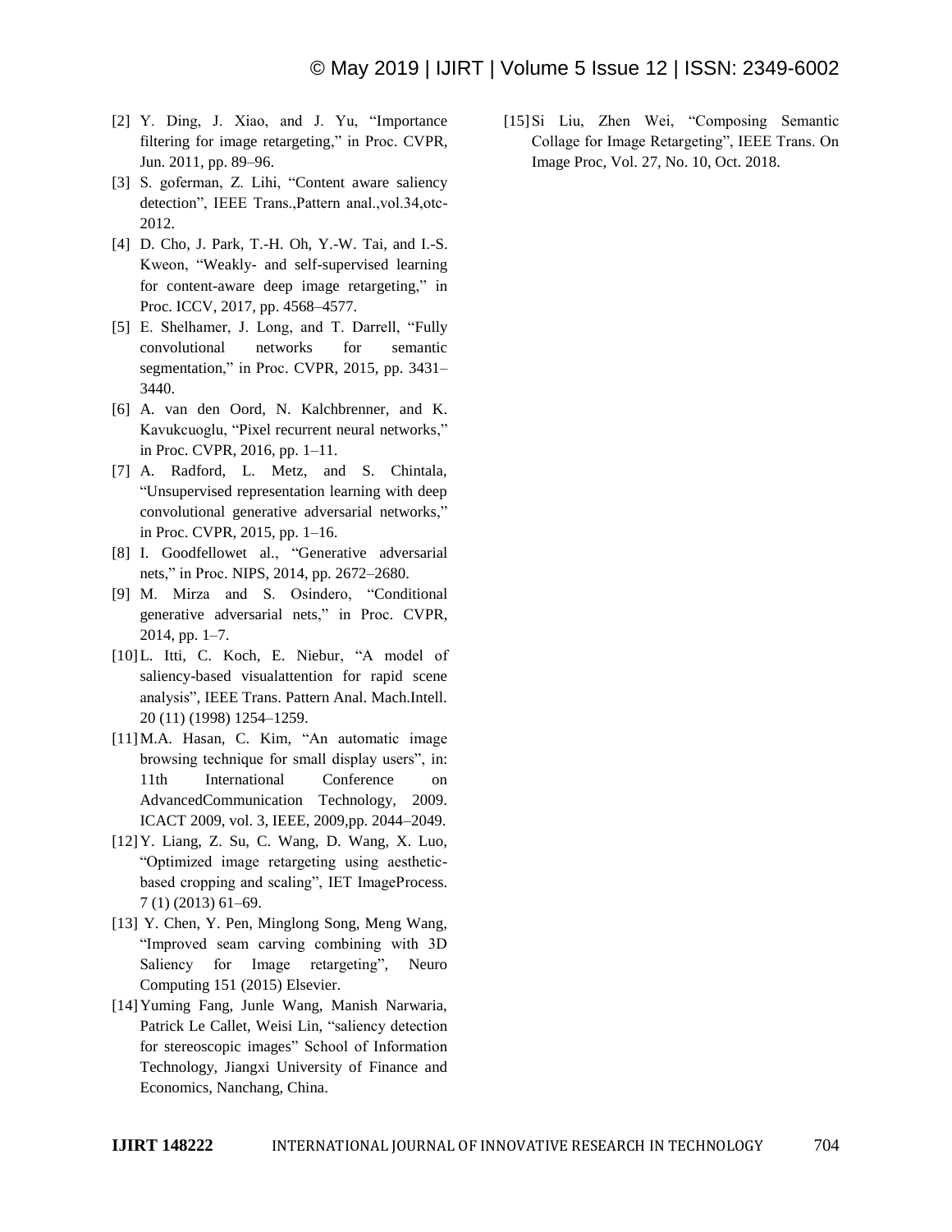[2] Y. Ding, J. Xiao, and J. Yu, “Importance filtering for image retargeting,” in Proc. CVPR, Jun. 2011, pp. 89–96.

[3] S. goferman, Z. Lihi, “Content aware saliency detection”, IEEE Trans.,Pattern anal.,vol.34,otc-2012.

[4] D. Cho, J. Park, T.-H. Oh, Y.-W. Tai, and I.-S. Kweon, “Weakly- and self-supervised learning for content-aware deep image retargeting,” in Proc. ICCV, 2017, pp. 4568–4577.

[5] E. Shelhamer, J. Long, and T. Darrell, “Fully convolutional networks for semantic segmentation,” in Proc. CVPR, 2015, pp. 3431–3440.

[6] A. van den Oord, N. Kalchbrenner, and K. Kavukcuoglu, “Pixel recurrent neural networks,” in Proc. CVPR, 2016, pp. 1–11.

[7] A. Radford, L. Metz, and S. Chintala, “Unsupervised representation learning with deep convolutional generative adversarial networks,” in Proc. CVPR, 2015, pp. 1–16.

[8] I. Goodfellowet al., “Generative adversarial nets,” in Proc. NIPS, 2014, pp. 2672–2680.

[9] M. Mirza and S. Osindero, “Conditional generative adversarial nets,” in Proc. CVPR, 2014, pp. 1–7.

[10] L. Itti, C. Koch, E. Niebur, “A model of saliency-based visualattention for rapid scene analysis”, IEEE Trans. Pattern Anal. Mach.Intell. 20 (11) (1998) 1254–1259.

[11] M.A. Hasan, C. Kim, “An automatic image browsing technique for small display users”, in: 11th International Conference on AdvancedCommunication Technology, 2009. ICACT 2009, vol. 3, IEEE, 2009,pp. 2044–2049.

[12] Y. Liang, Z. Su, C. Wang, D. Wang, X. Luo, “Optimized image retargeting using aesthetic-based cropping and scaling”, IET ImageProcess. 7 (1) (2013) 61–69.

[13] Y. Chen, Y. Pen, Minglong Song, Meng Wang, “Improved seam carving combining with 3D Saliency for Image retargeting”, Neuro Computing 151 (2015) Elsevier.

[14] Yuming Fang, Junle Wang, Manish Narwaria, Patrick Le Callet, Weisi Lin, “saliency detection for stereoscopic images” School of Information Technology, Jiangxi University of Finance and Economics, Nanchang, China.

[15] Si Liu, Zhen Wei, “Composing Semantic Collage for Image Retargeting”, IEEE Trans. On Image Proc, Vol. 27, No. 10, Oct. 2018.